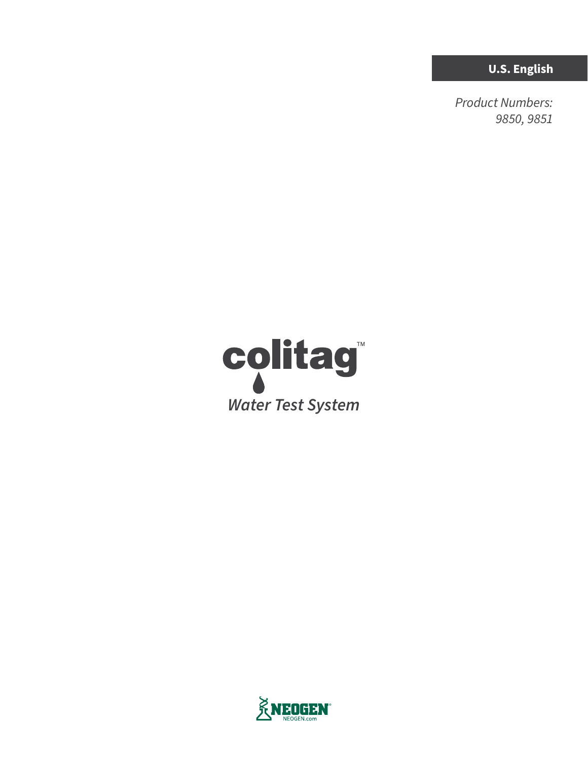**U.S. English**

*Product Numbers:*
*9850, 9851*

# colitag™

*Water Test System*

NEOGEN®
NEOGEN.com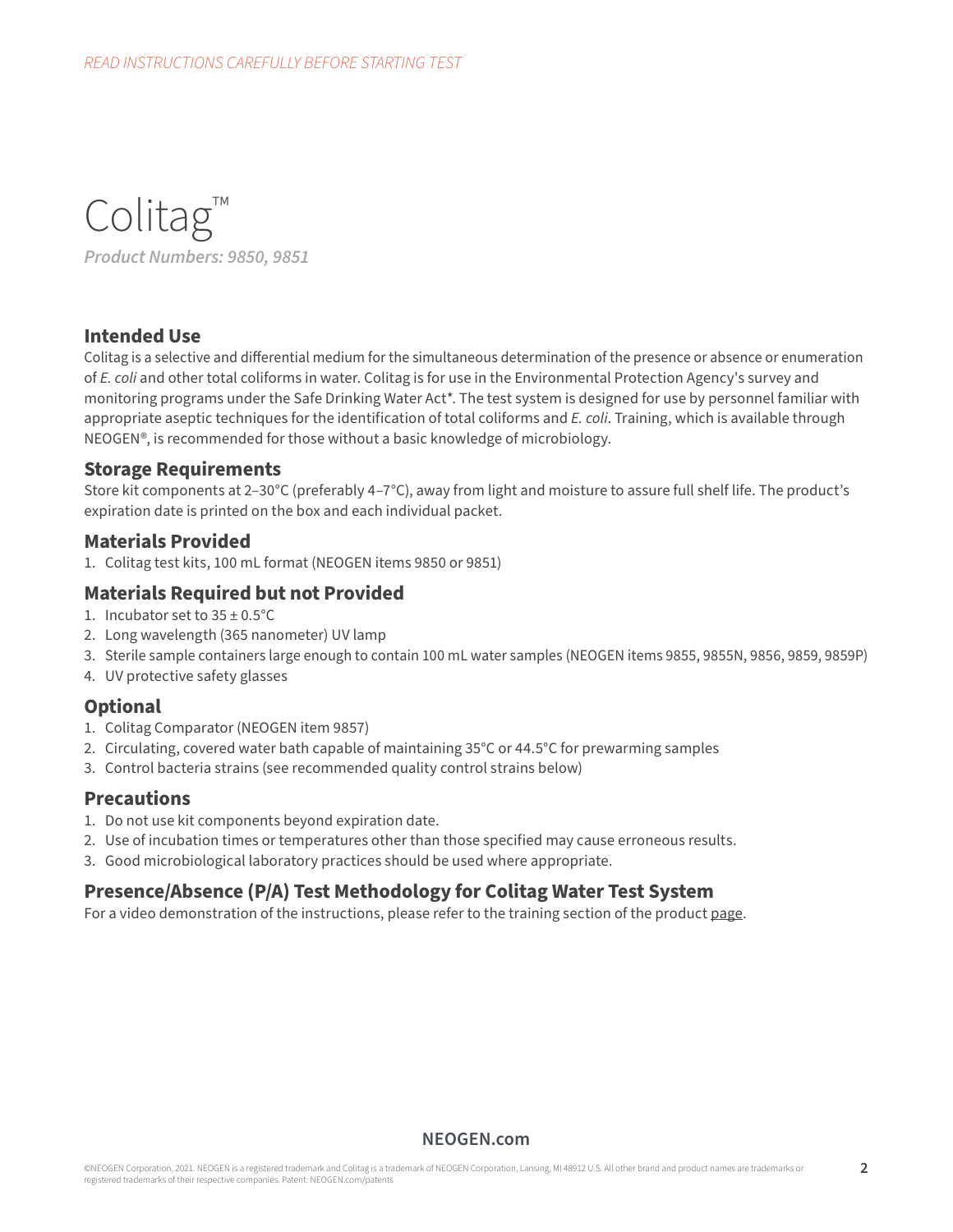*READ INSTRUCTIONS CAREFULLY BEFORE STARTING TEST*

# Colitag™

***Product Numbers: 9850, 9851***

## Intended Use

Colitag is a selective and differential medium for the simultaneous determination of the presence or absence or enumeration of *E. coli* and other total coliforms in water. Colitag is for use in the Environmental Protection Agency's survey and monitoring programs under the Safe Drinking Water Act*. The test system is designed for use by personnel familiar with appropriate aseptic techniques for the identification of total coliforms and *E. coli*. Training, which is available through NEOGEN®, is recommended for those without a basic knowledge of microbiology.

## Storage Requirements

Store kit components at 2–30°C (preferably 4–7°C), away from light and moisture to assure full shelf life. The product's expiration date is printed on the box and each individual packet.

## Materials Provided

1. Colitag test kits, 100 mL format (NEOGEN items 9850 or 9851)

## Materials Required but not Provided

1. Incubator set to 35 ± 0.5°C
2. Long wavelength (365 nanometer) UV lamp
3. Sterile sample containers large enough to contain 100 mL water samples (NEOGEN items 9855, 9855N, 9856, 9859, 9859P)
4. UV protective safety glasses

## Optional

1. Colitag Comparator (NEOGEN item 9857)
2. Circulating, covered water bath capable of maintaining 35°C or 44.5°C for prewarming samples
3. Control bacteria strains (see recommended quality control strains below)

## Precautions

1. Do not use kit components beyond expiration date.
2. Use of incubation times or temperatures other than those specified may cause erroneous results.
3. Good microbiological laboratory practices should be used where appropriate.

## Presence/Absence (P/A) Test Methodology for Colitag Water Test System

For a video demonstration of the instructions, please refer to the training section of the product page.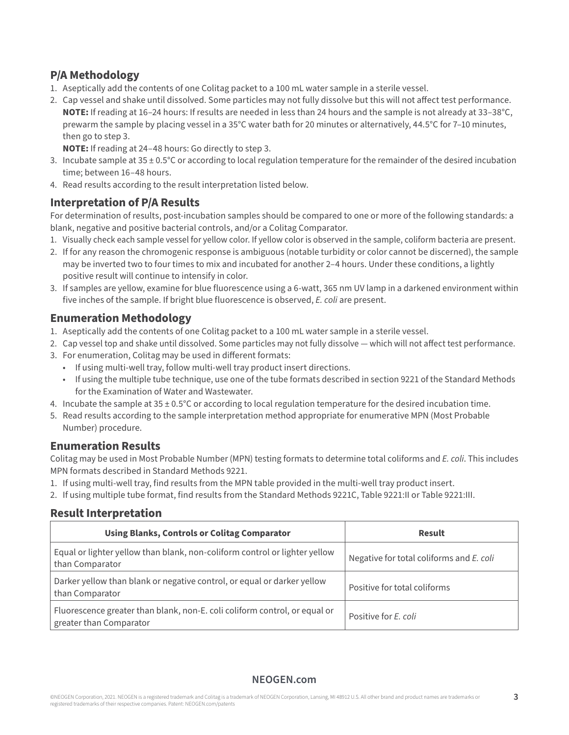## P/A Methodology

1. Aseptically add the contents of one Colitag packet to a 100 mL water sample in a sterile vessel.
2. Cap vessel and shake until dissolved. Some particles may not fully dissolve but this will not affect test performance.
   **NOTE:** If reading at 16–24 hours: If results are needed in less than 24 hours and the sample is not already at 33–38°C, prewarm the sample by placing vessel in a 35°C water bath for 20 minutes or alternatively, 44.5°C for 7–10 minutes, then go to step 3.
   **NOTE:** If reading at 24–48 hours: Go directly to step 3.
3. Incubate sample at 35 ± 0.5°C or according to local regulation temperature for the remainder of the desired incubation time; between 16–48 hours.
4. Read results according to the result interpretation listed below.

## Interpretation of P/A Results

For determination of results, post-incubation samples should be compared to one or more of the following standards: a blank, negative and positive bacterial controls, and/or a Colitag Comparator.

1. Visually check each sample vessel for yellow color. If yellow color is observed in the sample, coliform bacteria are present.
2. If for any reason the chromogenic response is ambiguous (notable turbidity or color cannot be discerned), the sample may be inverted two to four times to mix and incubated for another 2–4 hours. Under these conditions, a lightly positive result will continue to intensify in color.
3. If samples are yellow, examine for blue fluorescence using a 6-watt, 365 nm UV lamp in a darkened environment within five inches of the sample. If bright blue fluorescence is observed, *E. coli* are present.

## Enumeration Methodology

1. Aseptically add the contents of one Colitag packet to a 100 mL water sample in a sterile vessel.
2. Cap vessel top and shake until dissolved. Some particles may not fully dissolve — which will not affect test performance.
3. For enumeration, Colitag may be used in different formats:
   - If using multi-well tray, follow multi-well tray product insert directions.
   - If using the multiple tube technique, use one of the tube formats described in section 9221 of the Standard Methods for the Examination of Water and Wastewater.
4. Incubate the sample at 35 ± 0.5°C or according to local regulation temperature for the desired incubation time.
5. Read results according to the sample interpretation method appropriate for enumerative MPN (Most Probable Number) procedure.

## Enumeration Results

Colitag may be used in Most Probable Number (MPN) testing formats to determine total coliforms and *E. coli*. This includes MPN formats described in Standard Methods 9221.

1. If using multi-well tray, find results from the MPN table provided in the multi-well tray product insert.
2. If using multiple tube format, find results from the Standard Methods 9221C, Table 9221:II or Table 9221:III.

## Result Interpretation

| Using Blanks, Controls or Colitag Comparator | Result |
|---|---|
| Equal or lighter yellow than blank, non-coliform control or lighter yellow than Comparator | Negative for total coliforms and *E. coli* |
| Darker yellow than blank or negative control, or equal or darker yellow than Comparator | Positive for total coliforms |
| Fluorescence greater than blank, non-E. coli coliform control, or equal or greater than Comparator | Positive for *E. coli* |

NEOGEN.com

©NEOGEN Corporation, 2021. NEOGEN is a registered trademark and Colitag is a trademark of NEOGEN Corporation, Lansing, MI 48912 U.S. All other brand and product names are trademarks or registered trademarks of their respective companies. Patent: NEOGEN.com/patents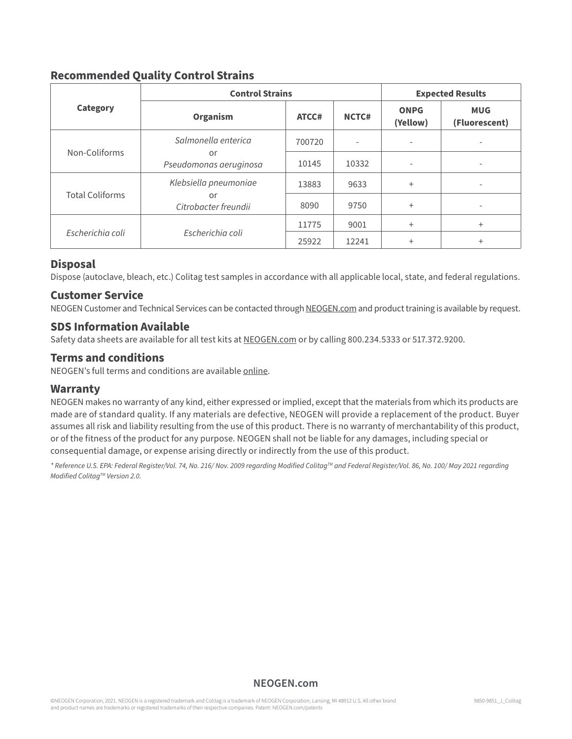## Recommended Quality Control Strains

| Category | Control Strains | | | Expected Results | |
|---|---|---|---|---|---|
| | Organism | ATCC# | NCTC# | ONPG (Yellow) | MUG (Fluorescent) |
| Non-Coliforms | *Salmonella enterica* | 700720 | - | - | - |
| | or *Pseudomonas aeruginosa* | 10145 | 10332 | - | - |
| Total Coliforms | *Klebsiella pneumoniae* | 13883 | 9633 | + | - |
| | or *Citrobacter freundii* | 8090 | 9750 | + | - |
| *Escherichia coli* | *Escherichia coli* | 11775 | 9001 | + | + |
| | | 25922 | 12241 | + | + |

## Disposal

Dispose (autoclave, bleach, etc.) Colitag test samples in accordance with all applicable local, state, and federal regulations.

## Customer Service

NEOGEN Customer and Technical Services can be contacted through NEOGEN.com and product training is available by request.

## SDS Information Available

Safety data sheets are available for all test kits at NEOGEN.com or by calling 800.234.5333 or 517.372.9200.

## Terms and conditions

NEOGEN's full terms and conditions are available online.

## Warranty

NEOGEN makes no warranty of any kind, either expressed or implied, except that the materials from which its products are made are of standard quality. If any materials are defective, NEOGEN will provide a replacement of the product. Buyer assumes all risk and liability resulting from the use of this product. There is no warranty of merchantability of this product, or of the fitness of the product for any purpose. NEOGEN shall not be liable for any damages, including special or consequential damage, or expense arising directly or indirectly from the use of this product.

*\* Reference U.S. EPA: Federal Register/Vol. 74, No. 216/ Nov. 2009 regarding Modified Colitag™ and Federal Register/Vol. 86, No. 100/ May 2021 regarding Modified Colitag™ Version 2.0.*

NEOGEN.com

©NEOGEN Corporation, 2021. NEOGEN is a registered trademark and Colitag is a trademark of NEOGEN Corporation, Lansing, MI 48912 U.S. All other brand and product names are trademarks or registered trademarks of their respective companies. Patent: NEOGEN.com/patents

9850-9851_J_Colitag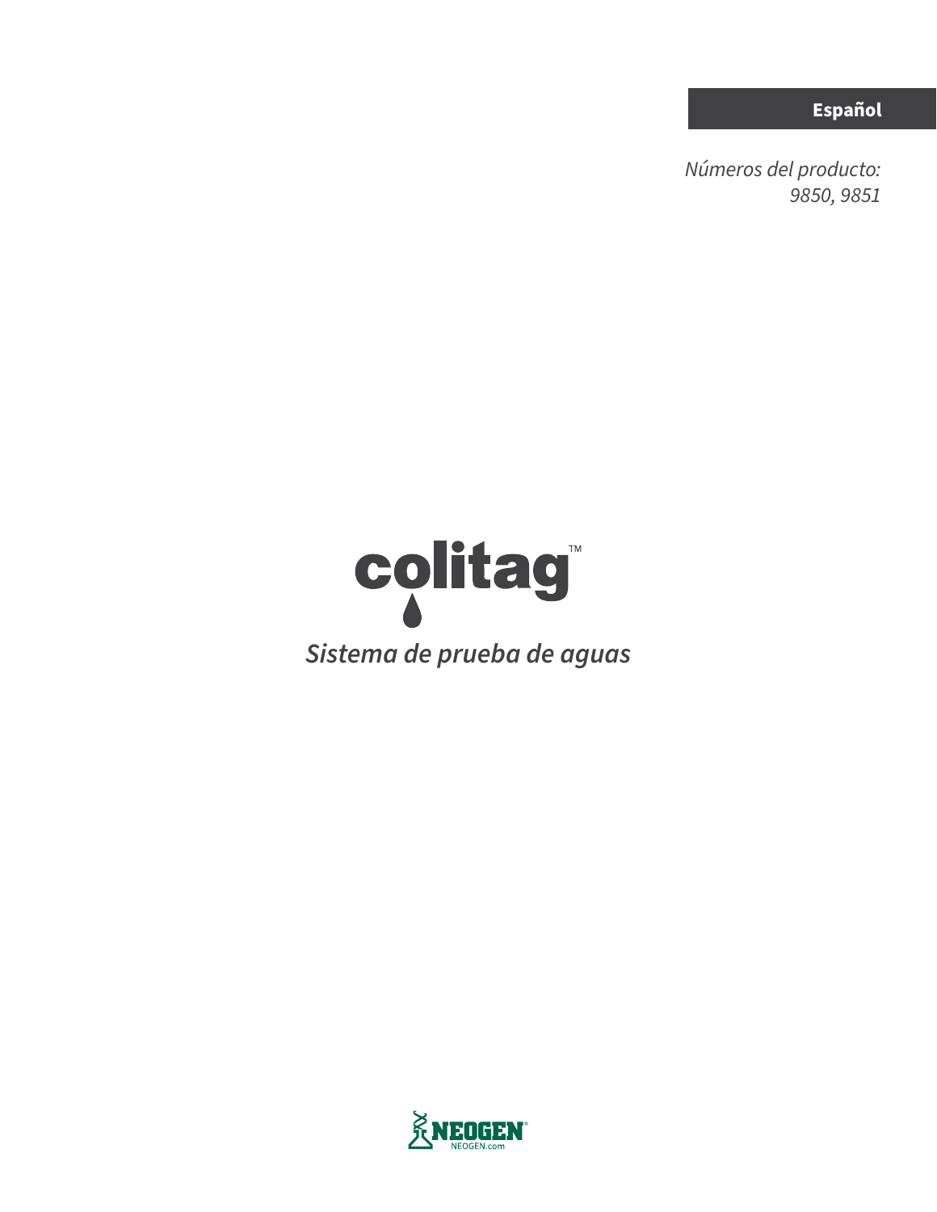**Español**

*Números del producto:*
*9850, 9851*

# colitag™

*Sistema de prueba de aguas*

NEOGEN®
NEOGEN.com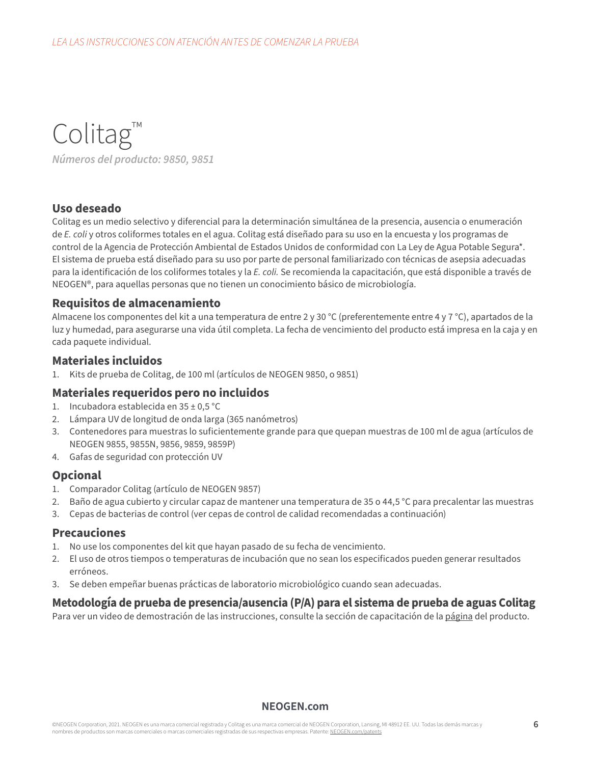*LEA LAS INSTRUCCIONES CON ATENCIÓN ANTES DE COMENZAR LA PRUEBA*

# Colitag™

***Números del producto: 9850, 9851***

## Uso deseado

Colitag es un medio selectivo y diferencial para la determinación simultánea de la presencia, ausencia o enumeración de *E. coli* y otros coliformes totales en el agua. Colitag está diseñado para su uso en la encuesta y los programas de control de la Agencia de Protección Ambiental de Estados Unidos de conformidad con La Ley de Agua Potable Segura*. El sistema de prueba está diseñado para su uso por parte de personal familiarizado con técnicas de asepsia adecuadas para la identificación de los coliformes totales y la *E. coli.* Se recomienda la capacitación, que está disponible a través de NEOGEN®, para aquellas personas que no tienen un conocimiento básico de microbiología.

## Requisitos de almacenamiento

Almacene los componentes del kit a una temperatura de entre 2 y 30 °C (preferentemente entre 4 y 7 °C), apartados de la luz y humedad, para asegurarse una vida útil completa. La fecha de vencimiento del producto está impresa en la caja y en cada paquete individual.

## Materiales incluidos

1. Kits de prueba de Colitag, de 100 ml (artículos de NEOGEN 9850, o 9851)

## Materiales requeridos pero no incluidos

1. Incubadora establecida en 35 ± 0,5 °C
2. Lámpara UV de longitud de onda larga (365 nanómetros)
3. Contenedores para muestras lo suficientemente grande para que quepan muestras de 100 ml de agua (artículos de NEOGEN 9855, 9855N, 9856, 9859, 9859P)
4. Gafas de seguridad con protección UV

## Opcional

1. Comparador Colitag (artículo de NEOGEN 9857)
2. Baño de agua cubierto y circular capaz de mantener una temperatura de 35 o 44,5 °C para precalentar las muestras
3. Cepas de bacterias de control (ver cepas de control de calidad recomendadas a continuación)

## Precauciones

1. No use los componentes del kit que hayan pasado de su fecha de vencimiento.
2. El uso de otros tiempos o temperaturas de incubación que no sean los especificados pueden generar resultados erróneos.
3. Se deben empeñar buenas prácticas de laboratorio microbiológico cuando sean adecuadas.

## Metodología de prueba de presencia/ausencia (P/A) para el sistema de prueba de aguas Colitag

Para ver un video de demostración de las instrucciones, consulte la sección de capacitación de la página del producto.

**NEOGEN.com**

©NEOGEN Corporation, 2021. NEOGEN es una marca comercial registrada y Colitag es una marca comercial de NEOGEN Corporation, Lansing, MI 48912 EE. UU. Todas las demás marcas y nombres de productos son marcas comerciales o marcas comerciales registradas de sus respectivas empresas. Patente: NEOGEN.com/patents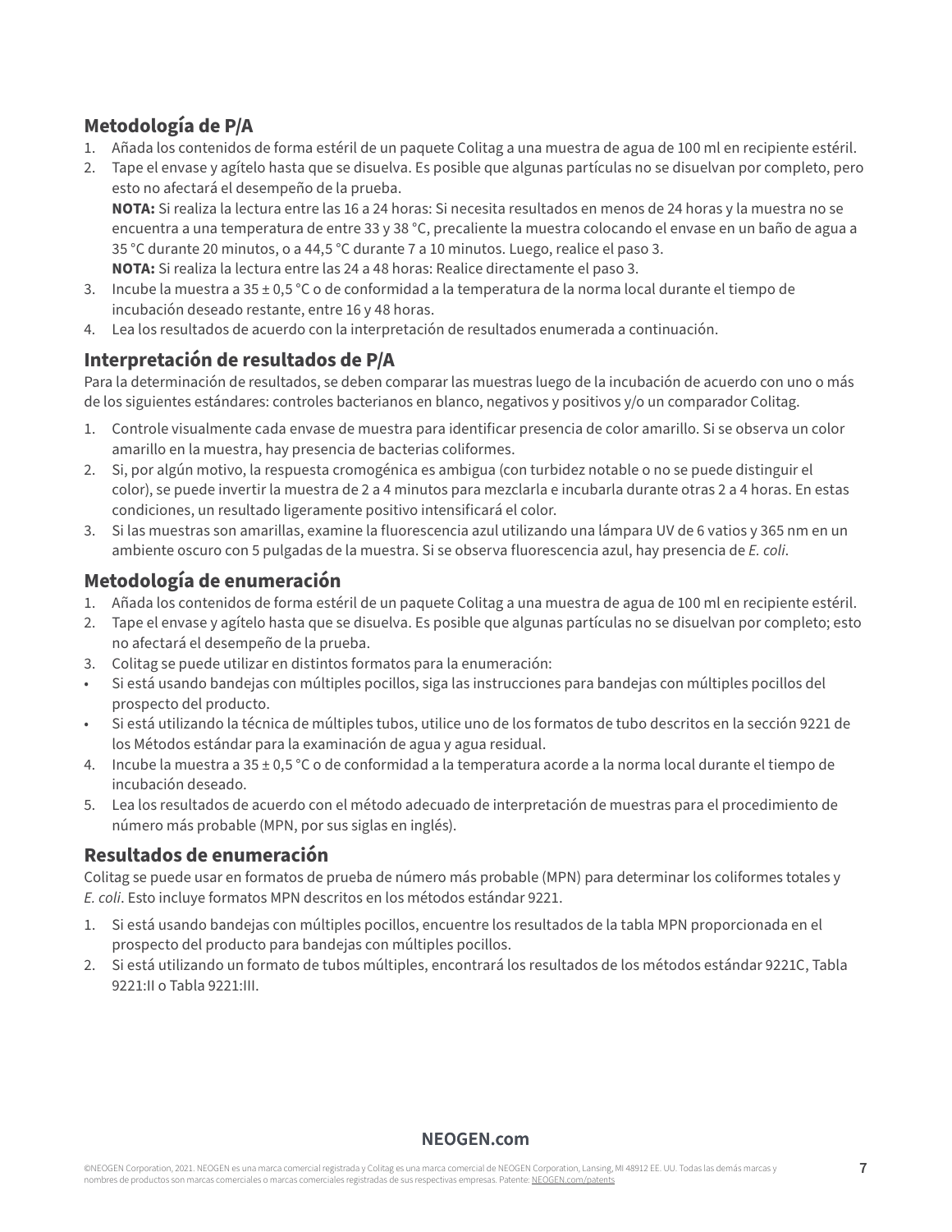## Metodología de P/A

1. Añada los contenidos de forma estéril de un paquete Colitag a una muestra de agua de 100 ml en recipiente estéril.
2. Tape el envase y agítelo hasta que se disuelva. Es posible que algunas partículas no se disuelvan por completo, pero esto no afectará el desempeño de la prueba.
   **NOTA:** Si realiza la lectura entre las 16 a 24 horas: Si necesita resultados en menos de 24 horas y la muestra no se encuentra a una temperatura de entre 33 y 38 °C, precaliente la muestra colocando el envase en un baño de agua a 35 °C durante 20 minutos, o a 44,5 °C durante 7 a 10 minutos. Luego, realice el paso 3.
   **NOTA:** Si realiza la lectura entre las 24 a 48 horas: Realice directamente el paso 3.
3. Incube la muestra a 35 ± 0,5 °C o de conformidad a la temperatura de la norma local durante el tiempo de incubación deseado restante, entre 16 y 48 horas.
4. Lea los resultados de acuerdo con la interpretación de resultados enumerada a continuación.

## Interpretación de resultados de P/A

Para la determinación de resultados, se deben comparar las muestras luego de la incubación de acuerdo con uno o más de los siguientes estándares: controles bacterianos en blanco, negativos y positivos y/o un comparador Colitag.

1. Controle visualmente cada envase de muestra para identificar presencia de color amarillo. Si se observa un color amarillo en la muestra, hay presencia de bacterias coliformes.
2. Si, por algún motivo, la respuesta cromogénica es ambigua (con turbidez notable o no se puede distinguir el color), se puede invertir la muestra de 2 a 4 minutos para mezclarla e incubarla durante otras 2 a 4 horas. En estas condiciones, un resultado ligeramente positivo intensificará el color.
3. Si las muestras son amarillas, examine la fluorescencia azul utilizando una lámpara UV de 6 vatios y 365 nm en un ambiente oscuro con 5 pulgadas de la muestra. Si se observa fluorescencia azul, hay presencia de *E. coli*.

## Metodología de enumeración

1. Añada los contenidos de forma estéril de un paquete Colitag a una muestra de agua de 100 ml en recipiente estéril.
2. Tape el envase y agítelo hasta que se disuelva. Es posible que algunas partículas no se disuelvan por completo; esto no afectará el desempeño de la prueba.
3. Colitag se puede utilizar en distintos formatos para la enumeración:
   - Si está usando bandejas con múltiples pocillos, siga las instrucciones para bandejas con múltiples pocillos del prospecto del producto.
   - Si está utilizando la técnica de múltiples tubos, utilice uno de los formatos de tubo descritos en la sección 9221 de los Métodos estándar para la examinación de agua y agua residual.
4. Incube la muestra a 35 ± 0,5 °C o de conformidad a la temperatura acorde a la norma local durante el tiempo de incubación deseado.
5. Lea los resultados de acuerdo con el método adecuado de interpretación de muestras para el procedimiento de número más probable (MPN, por sus siglas en inglés).

## Resultados de enumeración

Colitag se puede usar en formatos de prueba de número más probable (MPN) para determinar los coliformes totales y *E. coli*. Esto incluye formatos MPN descritos en los métodos estándar 9221.

1. Si está usando bandejas con múltiples pocillos, encuentre los resultados de la tabla MPN proporcionada en el prospecto del producto para bandejas con múltiples pocillos.
2. Si está utilizando un formato de tubos múltiples, encontrará los resultados de los métodos estándar 9221C, Tabla 9221:II o Tabla 9221:III.

**NEOGEN.com**

©NEOGEN Corporation, 2021. NEOGEN es una marca comercial registrada y Colitag es una marca comercial de NEOGEN Corporation, Lansing, MI 48912 EE. UU. Todas las demás marcas y nombres de productos son marcas comerciales o marcas comerciales registradas de sus respectivas empresas. Patente: NEOGEN.com/patents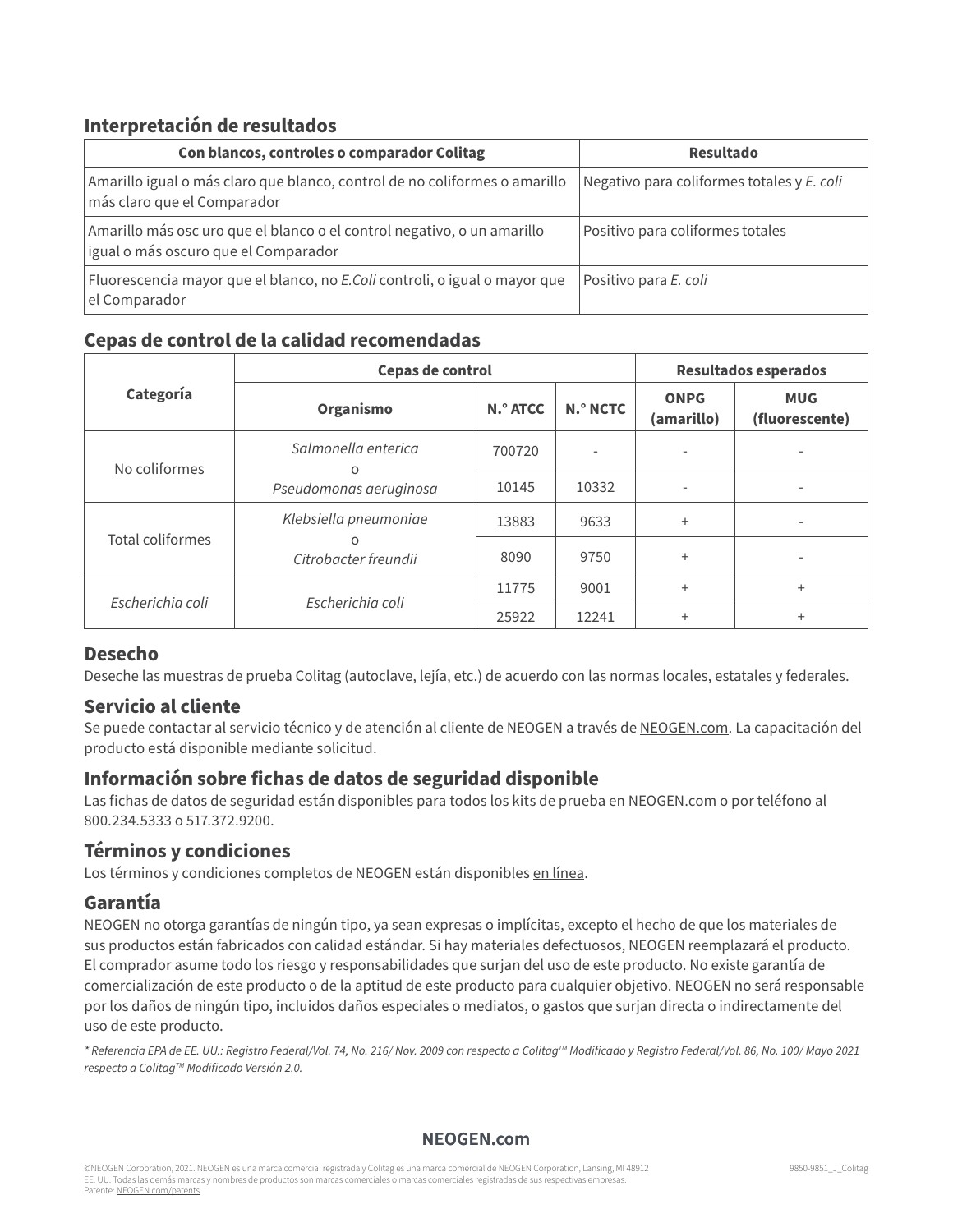## Interpretación de resultados

| Con blancos, controles o comparador Colitag | Resultado |
| --- | --- |
| Amarillo igual o más claro que blanco, control de no coliformes o amarillo más claro que el Comparador | Negativo para coliformes totales y *E. coli* |
| Amarillo más osc uro que el blanco o el control negativo, o un amarillo igual o más oscuro que el Comparador | Positivo para coliformes totales |
| Fluorescencia mayor que el blanco, no *E.Coli* controli, o igual o mayor que el Comparador | Positivo para *E. coli* |

## Cepas de control de la calidad recomendadas

| Categoría | Cepas de control | | | Resultados esperados | |
| --- | --- | --- | --- | --- | --- |
| | **Organismo** | **N.° ATCC** | **N.° NCTC** | **ONPG (amarillo)** | **MUG (fluorescente)** |
| No coliformes | *Salmonella enterica* | 700720 | - | - | - |
| | o *Pseudomonas aeruginosa* | 10145 | 10332 | - | - |
| Total coliformes | *Klebsiella pneumoniae* | 13883 | 9633 | + | - |
| | o *Citrobacter freundii* | 8090 | 9750 | + | - |
| *Escherichia coli* | *Escherichia coli* | 11775 | 9001 | + | + |
| | | 25922 | 12241 | + | + |

## Desecho

Deseche las muestras de prueba Colitag (autoclave, lejía, etc.) de acuerdo con las normas locales, estatales y federales.

## Servicio al cliente

Se puede contactar al servicio técnico y de atención al cliente de NEOGEN a través de NEOGEN.com. La capacitación del producto está disponible mediante solicitud.

## Información sobre fichas de datos de seguridad disponible

Las fichas de datos de seguridad están disponibles para todos los kits de prueba en NEOGEN.com o por teléfono al 800.234.5333 o 517.372.9200.

## Términos y condiciones

Los términos y condiciones completos de NEOGEN están disponibles en línea.

## Garantía

NEOGEN no otorga garantías de ningún tipo, ya sean expresas o implícitas, excepto el hecho de que los materiales de sus productos están fabricados con calidad estándar. Si hay materiales defectuosos, NEOGEN reemplazará el producto. El comprador asume todo los riesgo y responsabilidades que surjan del uso de este producto. No existe garantía de comercialización de este producto o de la aptitud de este producto para cualquier objetivo. NEOGEN no será responsable por los daños de ningún tipo, incluidos daños especiales o mediatos, o gastos que surjan directa o indirectamente del uso de este producto.

*\* Referencia EPA de EE. UU.: Registro Federal/Vol. 74, No. 216/ Nov. 2009 con respecto a Colitag™ Modificado y Registro Federal/Vol. 86, No. 100/ Mayo 2021 respecto a Colitag™ Modificado Versión 2.0.*

**NEOGEN.com**

©NEOGEN Corporation, 2021. NEOGEN es una marca comercial registrada y Colitag es una marca comercial de NEOGEN Corporation, Lansing, MI 48912 EE. UU. Todas las demás marcas y nombres de productos son marcas comerciales o marcas comerciales registradas de sus respectivas empresas.
Patente: NEOGEN.com/patents

9850-9851_J_Colitag